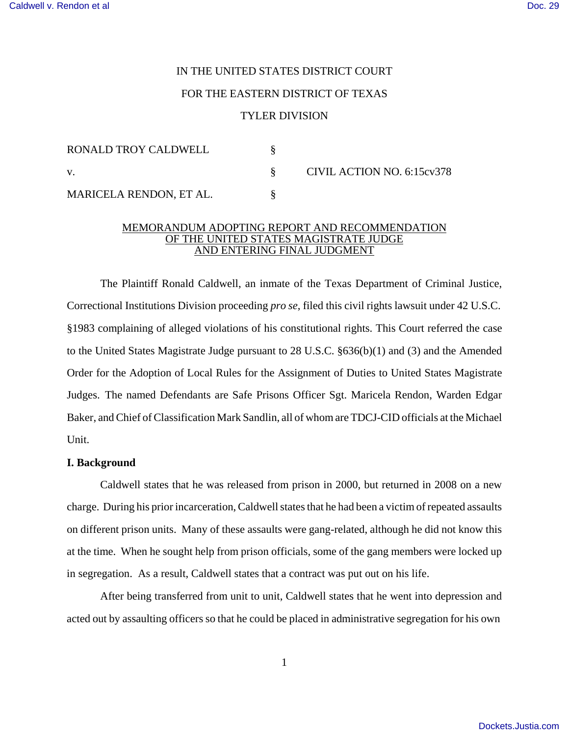IN THE UNITED STATES DISTRICT COURT

FOR THE EASTERN DISTRICT OF TEXAS

TYLER DIVISION

| | | |
|---|---|---|
| RONALD TROY CALDWELL | § | |
| v. | § | CIVIL ACTION NO. 6:15cv378 |
| MARICELA RENDON, ET AL. | § | |

MEMORANDUM ADOPTING REPORT AND RECOMMENDATION
OF THE UNITED STATES MAGISTRATE JUDGE
AND ENTERING FINAL JUDGMENT

The Plaintiff Ronald Caldwell, an inmate of the Texas Department of Criminal Justice, Correctional Institutions Division proceeding *pro se*, filed this civil rights lawsuit under 42 U.S.C. §1983 complaining of alleged violations of his constitutional rights. This Court referred the case to the United States Magistrate Judge pursuant to 28 U.S.C. §636(b)(1) and (3) and the Amended Order for the Adoption of Local Rules for the Assignment of Duties to United States Magistrate Judges. The named Defendants are Safe Prisons Officer Sgt. Maricela Rendon, Warden Edgar Baker, and Chief of Classification Mark Sandlin, all of whom are TDCJ-CID officials at the Michael Unit.

**I. Background**

Caldwell states that he was released from prison in 2000, but returned in 2008 on a new charge. During his prior incarceration, Caldwell states that he had been a victim of repeated assaults on different prison units. Many of these assaults were gang-related, although he did not know this at the time. When he sought help from prison officials, some of the gang members were locked up in segregation. As a result, Caldwell states that a contract was put out on his life.

After being transferred from unit to unit, Caldwell states that he went into depression and acted out by assaulting officers so that he could be placed in administrative segregation for his own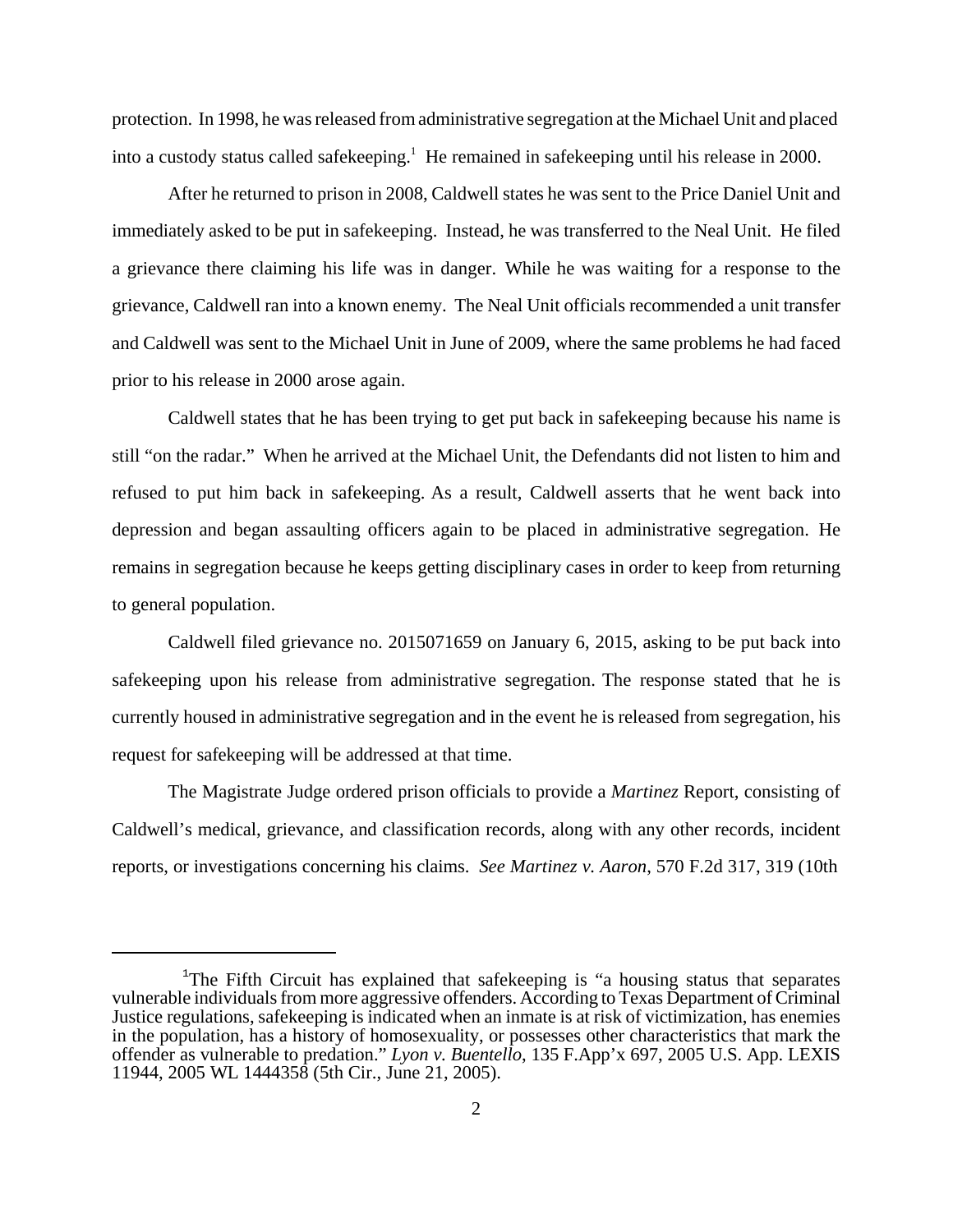protection. In 1998, he was released from administrative segregation at the Michael Unit and placed into a custody status called safekeeping.[1] He remained in safekeeping until his release in 2000.

After he returned to prison in 2008, Caldwell states he was sent to the Price Daniel Unit and immediately asked to be put in safekeeping. Instead, he was transferred to the Neal Unit. He filed a grievance there claiming his life was in danger. While he was waiting for a response to the grievance, Caldwell ran into a known enemy. The Neal Unit officials recommended a unit transfer and Caldwell was sent to the Michael Unit in June of 2009, where the same problems he had faced prior to his release in 2000 arose again.

Caldwell states that he has been trying to get put back in safekeeping because his name is still "on the radar." When he arrived at the Michael Unit, the Defendants did not listen to him and refused to put him back in safekeeping. As a result, Caldwell asserts that he went back into depression and began assaulting officers again to be placed in administrative segregation. He remains in segregation because he keeps getting disciplinary cases in order to keep from returning to general population.

Caldwell filed grievance no. 2015071659 on January 6, 2015, asking to be put back into safekeeping upon his release from administrative segregation. The response stated that he is currently housed in administrative segregation and in the event he is released from segregation, his request for safekeeping will be addressed at that time.

The Magistrate Judge ordered prison officials to provide a *Martinez* Report, consisting of Caldwell's medical, grievance, and classification records, along with any other records, incident reports, or investigations concerning his claims. *See Martinez v. Aaron*, 570 F.2d 317, 319 (10th

---

[1] The Fifth Circuit has explained that safekeeping is "a housing status that separates vulnerable individuals from more aggressive offenders. According to Texas Department of Criminal Justice regulations, safekeeping is indicated when an inmate is at risk of victimization, has enemies in the population, has a history of homosexuality, or possesses other characteristics that mark the offender as vulnerable to predation." *Lyon v. Buentello*, 135 F.App'x 697, 2005 U.S. App. LEXIS 11944, 2005 WL 1444358 (5th Cir., June 21, 2005).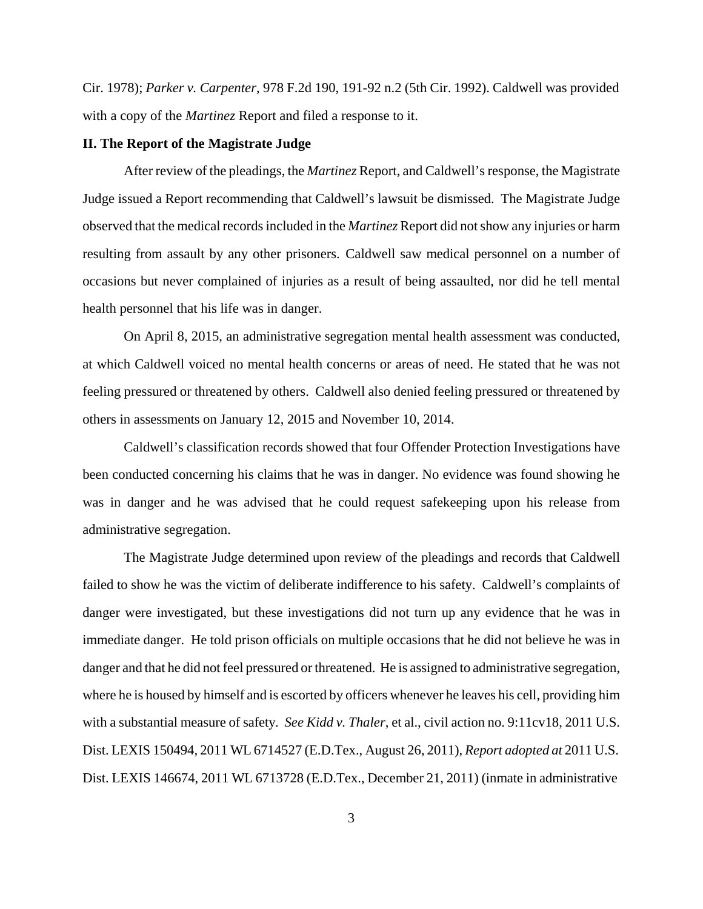Cir. 1978); *Parker v. Carpenter*, 978 F.2d 190, 191-92 n.2 (5th Cir. 1992). Caldwell was provided with a copy of the *Martinez* Report and filed a response to it.

**II. The Report of the Magistrate Judge**

After review of the pleadings, the *Martinez* Report, and Caldwell's response, the Magistrate Judge issued a Report recommending that Caldwell's lawsuit be dismissed. The Magistrate Judge observed that the medical records included in the *Martinez* Report did not show any injuries or harm resulting from assault by any other prisoners. Caldwell saw medical personnel on a number of occasions but never complained of injuries as a result of being assaulted, nor did he tell mental health personnel that his life was in danger.

On April 8, 2015, an administrative segregation mental health assessment was conducted, at which Caldwell voiced no mental health concerns or areas of need. He stated that he was not feeling pressured or threatened by others. Caldwell also denied feeling pressured or threatened by others in assessments on January 12, 2015 and November 10, 2014.

Caldwell's classification records showed that four Offender Protection Investigations have been conducted concerning his claims that he was in danger. No evidence was found showing he was in danger and he was advised that he could request safekeeping upon his release from administrative segregation.

The Magistrate Judge determined upon review of the pleadings and records that Caldwell failed to show he was the victim of deliberate indifference to his safety. Caldwell's complaints of danger were investigated, but these investigations did not turn up any evidence that he was in immediate danger. He told prison officials on multiple occasions that he did not believe he was in danger and that he did not feel pressured or threatened. He is assigned to administrative segregation, where he is housed by himself and is escorted by officers whenever he leaves his cell, providing him with a substantial measure of safety. *See Kidd v. Thaler*, et al., civil action no. 9:11cv18, 2011 U.S. Dist. LEXIS 150494, 2011 WL 6714527 (E.D.Tex., August 26, 2011), *Report adopted at* 2011 U.S. Dist. LEXIS 146674, 2011 WL 6713728 (E.D.Tex., December 21, 2011) (inmate in administrative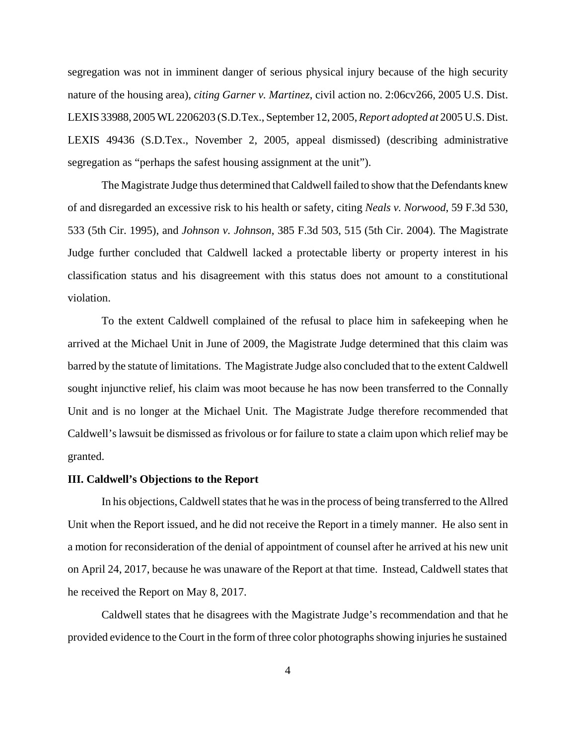segregation was not in imminent danger of serious physical injury because of the high security nature of the housing area), *citing Garner v. Martinez*, civil action no. 2:06cv266, 2005 U.S. Dist. LEXIS 33988, 2005 WL 2206203 (S.D.Tex., September 12, 2005, *Report adopted at* 2005 U.S. Dist. LEXIS 49436 (S.D.Tex., November 2, 2005, appeal dismissed) (describing administrative segregation as "perhaps the safest housing assignment at the unit").

The Magistrate Judge thus determined that Caldwell failed to show that the Defendants knew of and disregarded an excessive risk to his health or safety, citing *Neals v. Norwood*, 59 F.3d 530, 533 (5th Cir. 1995), and *Johnson v. Johnson*, 385 F.3d 503, 515 (5th Cir. 2004). The Magistrate Judge further concluded that Caldwell lacked a protectable liberty or property interest in his classification status and his disagreement with this status does not amount to a constitutional violation.

To the extent Caldwell complained of the refusal to place him in safekeeping when he arrived at the Michael Unit in June of 2009, the Magistrate Judge determined that this claim was barred by the statute of limitations. The Magistrate Judge also concluded that to the extent Caldwell sought injunctive relief, his claim was moot because he has now been transferred to the Connally Unit and is no longer at the Michael Unit. The Magistrate Judge therefore recommended that Caldwell's lawsuit be dismissed as frivolous or for failure to state a claim upon which relief may be granted.

**III. Caldwell's Objections to the Report**

In his objections, Caldwell states that he was in the process of being transferred to the Allred Unit when the Report issued, and he did not receive the Report in a timely manner. He also sent in a motion for reconsideration of the denial of appointment of counsel after he arrived at his new unit on April 24, 2017, because he was unaware of the Report at that time. Instead, Caldwell states that he received the Report on May 8, 2017.

Caldwell states that he disagrees with the Magistrate Judge's recommendation and that he provided evidence to the Court in the form of three color photographs showing injuries he sustained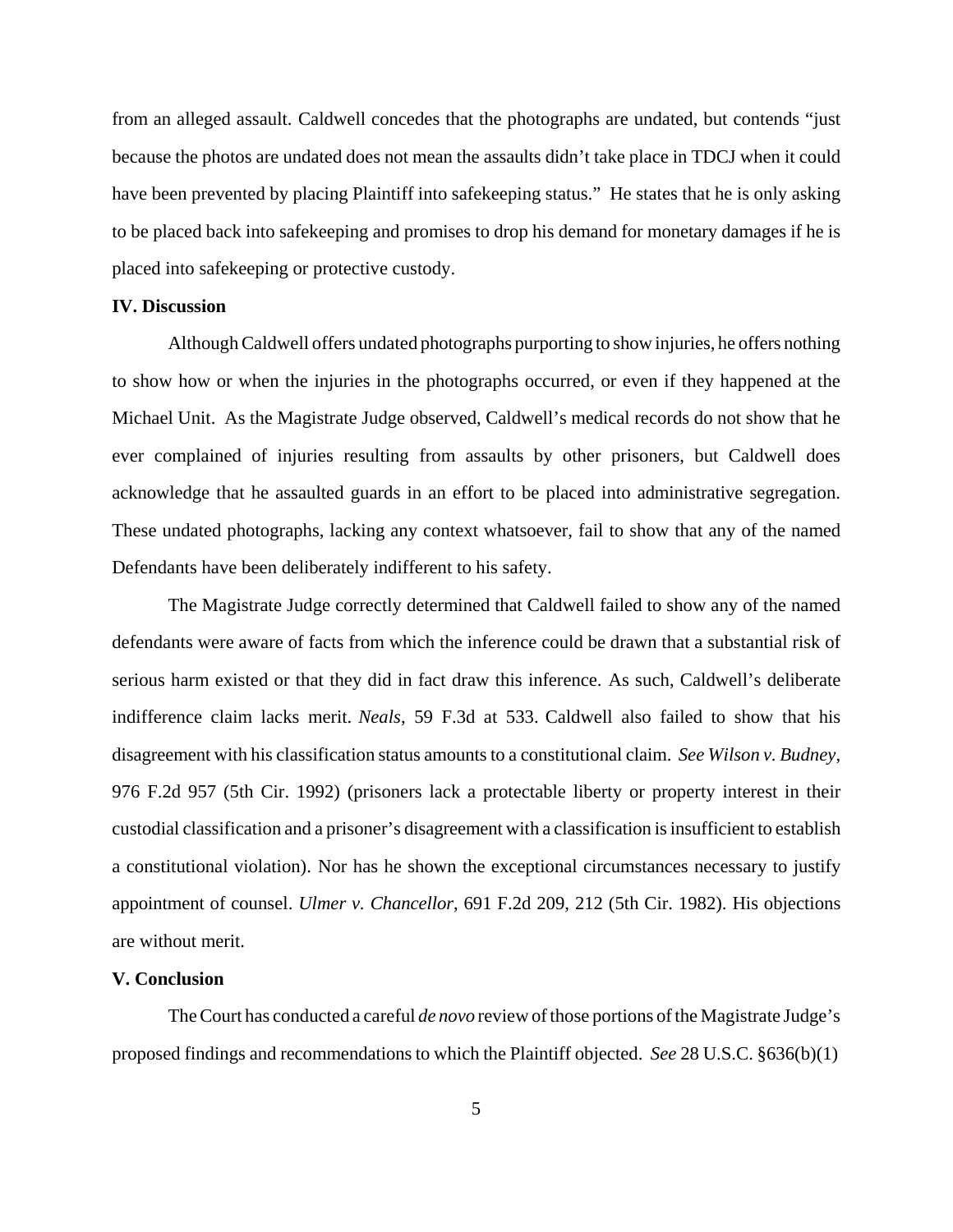from an alleged assault. Caldwell concedes that the photographs are undated, but contends "just because the photos are undated does not mean the assaults didn't take place in TDCJ when it could have been prevented by placing Plaintiff into safekeeping status." He states that he is only asking to be placed back into safekeeping and promises to drop his demand for monetary damages if he is placed into safekeeping or protective custody.

**IV. Discussion**

Although Caldwell offers undated photographs purporting to show injuries, he offers nothing to show how or when the injuries in the photographs occurred, or even if they happened at the Michael Unit. As the Magistrate Judge observed, Caldwell's medical records do not show that he ever complained of injuries resulting from assaults by other prisoners, but Caldwell does acknowledge that he assaulted guards in an effort to be placed into administrative segregation. These undated photographs, lacking any context whatsoever, fail to show that any of the named Defendants have been deliberately indifferent to his safety.

The Magistrate Judge correctly determined that Caldwell failed to show any of the named defendants were aware of facts from which the inference could be drawn that a substantial risk of serious harm existed or that they did in fact draw this inference. As such, Caldwell's deliberate indifference claim lacks merit. *Neals*, 59 F.3d at 533. Caldwell also failed to show that his disagreement with his classification status amounts to a constitutional claim. *See Wilson v. Budney*, 976 F.2d 957 (5th Cir. 1992) (prisoners lack a protectable liberty or property interest in their custodial classification and a prisoner's disagreement with a classification is insufficient to establish a constitutional violation). Nor has he shown the exceptional circumstances necessary to justify appointment of counsel. *Ulmer v. Chancellor*, 691 F.2d 209, 212 (5th Cir. 1982). His objections are without merit.

**V. Conclusion**

The Court has conducted a careful *de novo* review of those portions of the Magistrate Judge's proposed findings and recommendations to which the Plaintiff objected. *See* 28 U.S.C. §636(b)(1)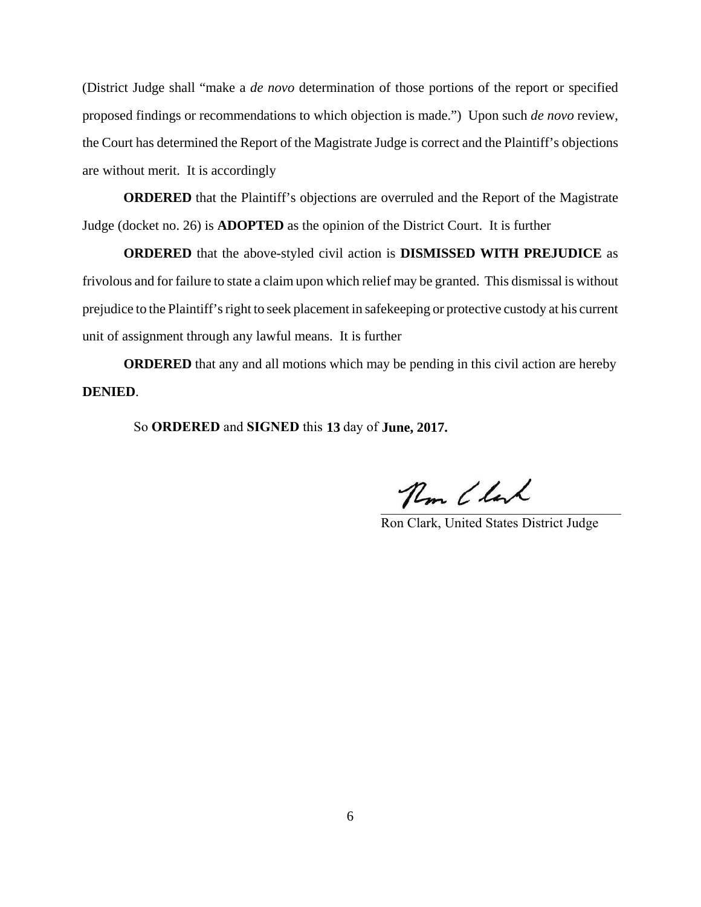(District Judge shall "make a *de novo* determination of those portions of the report or specified proposed findings or recommendations to which objection is made.") Upon such *de novo* review, the Court has determined the Report of the Magistrate Judge is correct and the Plaintiff's objections are without merit. It is accordingly

**ORDERED** that the Plaintiff's objections are overruled and the Report of the Magistrate Judge (docket no. 26) is **ADOPTED** as the opinion of the District Court. It is further

**ORDERED** that the above-styled civil action is **DISMISSED WITH PREJUDICE** as frivolous and for failure to state a claim upon which relief may be granted. This dismissal is without prejudice to the Plaintiff's right to seek placement in safekeeping or protective custody at his current unit of assignment through any lawful means. It is further

**ORDERED** that any and all motions which may be pending in this civil action are hereby **DENIED**.

So **ORDERED** and **SIGNED** this **13** day of **June, 2017.**

Ron Clark, United States District Judge